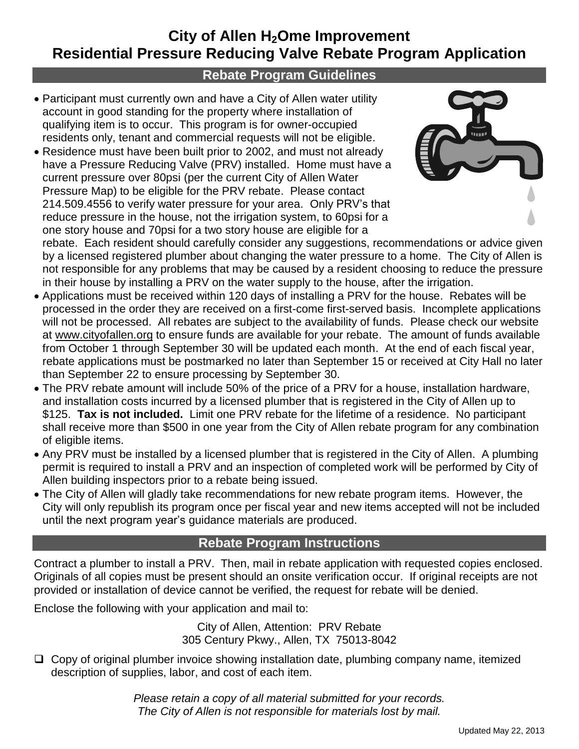# City of Allen $H_2$Ome Improvement
# Residential Pressure Reducing Valve Rebate Program Application

## Rebate Program Guidelines

- Participant must currently own and have a City of Allen water utility account in good standing for the property where installation of qualifying item is to occur. This program is for owner-occupied residents only, tenant and commercial requests will not be eligible.
- Residence must have been built prior to 2002, and must not already have a Pressure Reducing Valve (PRV) installed. Home must have a current pressure over 80psi (per the current City of Allen Water Pressure Map) to be eligible for the PRV rebate. Please contact 214.509.4556 to verify water pressure for your area. Only PRV's that reduce pressure in the house, not the irrigation system, to 60psi for a one story house and 70psi for a two story house are eligible for a rebate. Each resident should carefully consider any suggestions, recommendations or advice given by a licensed registered plumber about changing the water pressure to a home. The City of Allen is not responsible for any problems that may be caused by a resident choosing to reduce the pressure in their house by installing a PRV on the water supply to the house, after the irrigation.
- Applications must be received within 120 days of installing a PRV for the house. Rebates will be processed in the order they are received on a first-come first-served basis. Incomplete applications will not be processed. All rebates are subject to the availability of funds. Please check our website at www.cityofallen.org to ensure funds are available for your rebate. The amount of funds available from October 1 through September 30 will be updated each month. At the end of each fiscal year, rebate applications must be postmarked no later than September 15 or received at City Hall no later than September 22 to ensure processing by September 30.
- The PRV rebate amount will include 50% of the price of a PRV for a house, installation hardware, and installation costs incurred by a licensed plumber that is registered in the City of Allen up to $125. **Tax is not included.** Limit one PRV rebate for the lifetime of a residence. No participant shall receive more than $500 in one year from the City of Allen rebate program for any combination of eligible items.
- Any PRV must be installed by a licensed plumber that is registered in the City of Allen. A plumbing permit is required to install a PRV and an inspection of completed work will be performed by City of Allen building inspectors prior to a rebate being issued.
- The City of Allen will gladly take recommendations for new rebate program items. However, the City will only republish its program once per fiscal year and new items accepted will not be included until the next program year's guidance materials are produced.

## Rebate Program Instructions

Contract a plumber to install a PRV. Then, mail in rebate application with requested copies enclosed. Originals of all copies must be present should an onsite verification occur. If original receipts are not provided or installation of device cannot be verified, the request for rebate will be denied.

Enclose the following with your application and mail to:

City of Allen, Attention: PRV Rebate
305 Century Pkwy., Allen, TX 75013-8042

- ☐ Copy of original plumber invoice showing installation date, plumbing company name, itemized description of supplies, labor, and cost of each item.

*Please retain a copy of all material submitted for your records.*
*The City of Allen is not responsible for materials lost by mail.*

Updated May 22, 2013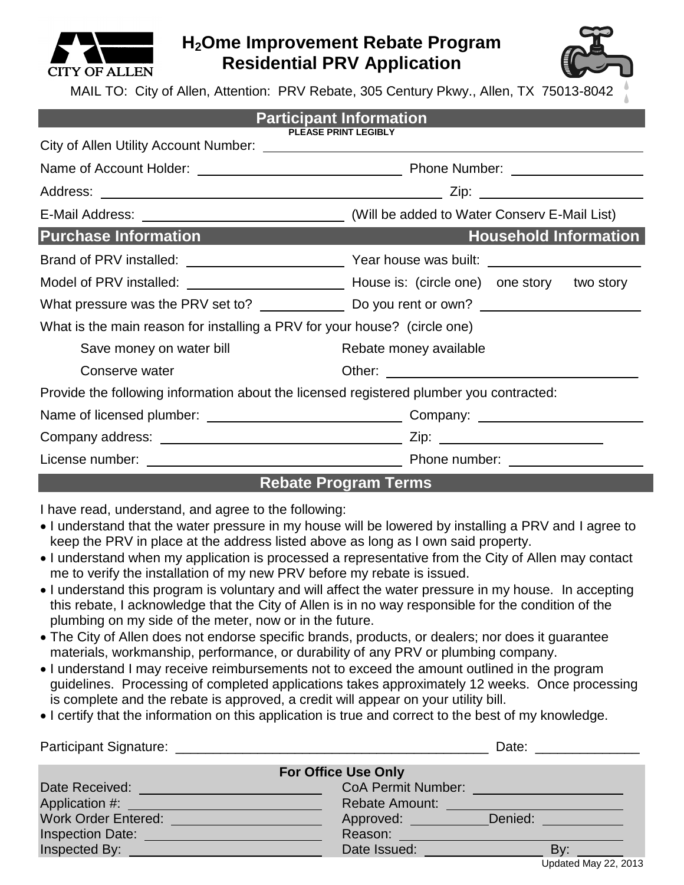CITY OF ALLEN

# $H_2$Ome Improvement Rebate Program
# Residential PRV Application

MAIL TO: City of Allen, Attention: PRV Rebate, 305 Century Pkwy., Allen, TX 75013-8042

## Participant Information

**PLEASE PRINT LEGIBLY**

City of Allen Utility Account Number: ______________________

Name of Account Holder: ______________________ Phone Number: ______________________

Address: ______________________ Zip: ______________________

E-Mail Address: ______________________ (Will be added to Water Conserv E-Mail List)

## Purchase Information / Household Information

Brand of PRV installed: ______________________ Year house was built: ______________________

Model of PRV installed: ______________________ House is: (circle one) one story two story

What pressure was the PRV set to? ____________ Do you rent or own? ______________________

What is the main reason for installing a PRV for your house? (circle one)

Save money on water bill Rebate money available

Conserve water Other: ______________________

Provide the following information about the licensed registered plumber you contracted:

Name of licensed plumber: ______________________ Company: ______________________

Company address: ______________________ Zip: ______________________

License number: ______________________ Phone number: ______________________

## Rebate Program Terms

I have read, understand, and agree to the following:

- I understand that the water pressure in my house will be lowered by installing a PRV and I agree to keep the PRV in place at the address listed above as long as I own said property.
- I understand when my application is processed a representative from the City of Allen may contact me to verify the installation of my new PRV before my rebate is issued.
- I understand this program is voluntary and will affect the water pressure in my house. In accepting this rebate, I acknowledge that the City of Allen is in no way responsible for the condition of the plumbing on my side of the meter, now or in the future.
- The City of Allen does not endorse specific brands, products, or dealers; nor does it guarantee materials, workmanship, performance, or durability of any PRV or plumbing company.
- I understand I may receive reimbursements not to exceed the amount outlined in the program guidelines. Processing of completed applications takes approximately 12 weeks. Once processing is complete and the rebate is approved, a credit will appear on your utility bill.
- I certify that the information on this application is true and correct to the best of my knowledge.

Participant Signature: ______________________ Date: ______________

**For Office Use Only**

Date Received: ______________________ CoA Permit Number: ______________________

Application #: ______________________ Rebate Amount: ______________________

Work Order Entered: ______________________ Approved: ____________ Denied: ____________

Inspection Date: ______________________ Reason: ______________________

Inspected By: ______________________ Date Issued: ______________________ By: ________

Updated May 22, 2013